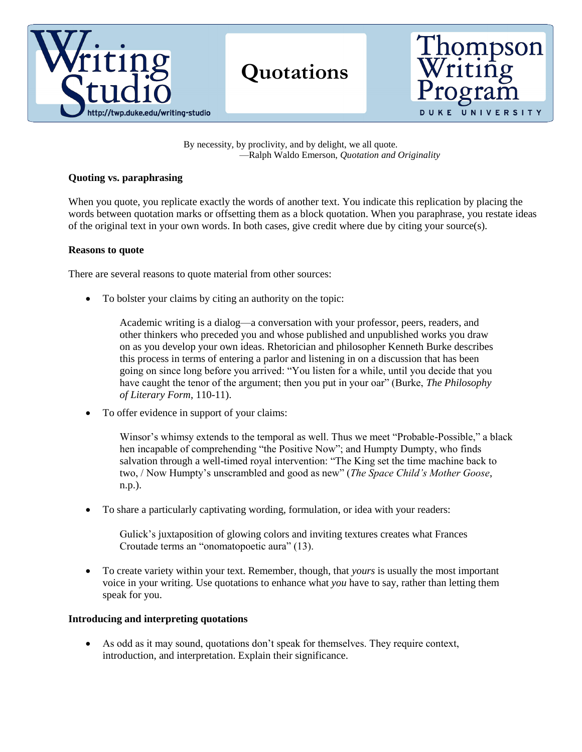Writing Studio
http://twp.duke.edu/writing-studio

# Quotations

Thompson Writing Program
DUKE UNIVERSITY

By necessity, by proclivity, and by delight, we all quote.
—Ralph Waldo Emerson, *Quotation and Originality*

**Quoting vs. paraphrasing**

When you quote, you replicate exactly the words of another text. You indicate this replication by placing the words between quotation marks or offsetting them as a block quotation. When you paraphrase, you restate ideas of the original text in your own words. In both cases, give credit where due by citing your source(s).

**Reasons to quote**

There are several reasons to quote material from other sources:

- To bolster your claims by citing an authority on the topic:

    Academic writing is a dialog—a conversation with your professor, peers, readers, and other thinkers who preceded you and whose published and unpublished works you draw on as you develop your own ideas. Rhetorician and philosopher Kenneth Burke describes this process in terms of entering a parlor and listening in on a discussion that has been going on since long before you arrived: "You listen for a while, until you decide that you have caught the tenor of the argument; then you put in your oar" (Burke, *The Philosophy of Literary Form*, 110-11).

- To offer evidence in support of your claims:

    Winsor's whimsy extends to the temporal as well. Thus we meet "Probable-Possible," a black hen incapable of comprehending "the Positive Now"; and Humpty Dumpty, who finds salvation through a well-timed royal intervention: "The King set the time machine back to two, / Now Humpty's unscrambled and good as new" (*The Space Child's Mother Goose*, n.p.).

- To share a particularly captivating wording, formulation, or idea with your readers:

    Gulick's juxtaposition of glowing colors and inviting textures creates what Frances Croutade terms an "onomatopoetic aura" (13).

- To create variety within your text. Remember, though, that *yours* is usually the most important voice in your writing. Use quotations to enhance what *you* have to say, rather than letting them speak for you.

**Introducing and interpreting quotations**

- As odd as it may sound, quotations don't speak for themselves. They require context, introduction, and interpretation. Explain their significance.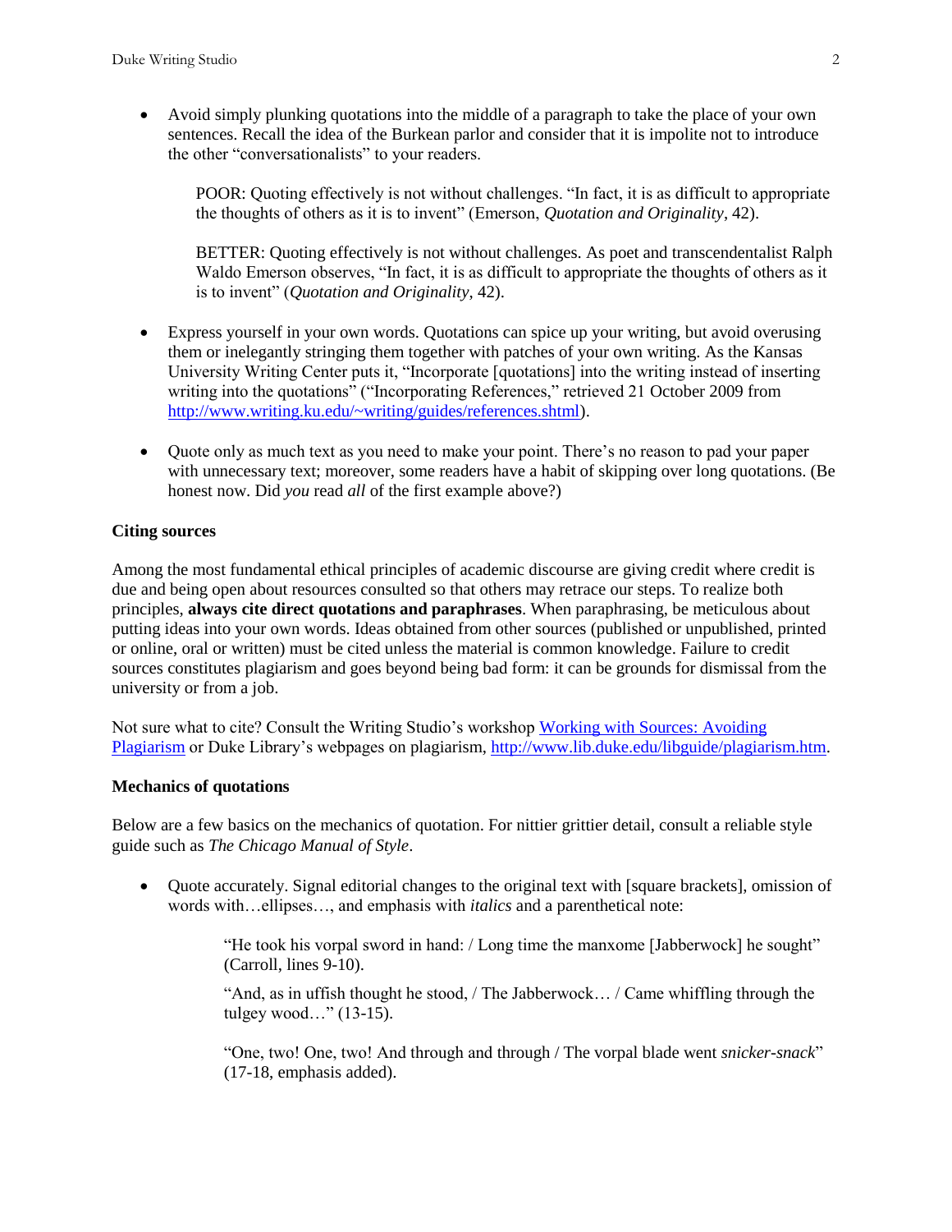- Avoid simply plunking quotations into the middle of a paragraph to take the place of your own sentences. Recall the idea of the Burkean parlor and consider that it is impolite not to introduce the other "conversationalists" to your readers.

  POOR: Quoting effectively is not without challenges. "In fact, it is as difficult to appropriate the thoughts of others as it is to invent" (Emerson, *Quotation and Originality*, 42).

  BETTER: Quoting effectively is not without challenges. As poet and transcendentalist Ralph Waldo Emerson observes, "In fact, it is as difficult to appropriate the thoughts of others as it is to invent" (*Quotation and Originality*, 42).

- Express yourself in your own words. Quotations can spice up your writing, but avoid overusing them or inelegantly stringing them together with patches of your own writing. As the Kansas University Writing Center puts it, "Incorporate [quotations] into the writing instead of inserting writing into the quotations" ("Incorporating References," retrieved 21 October 2009 from [http://www.writing.ku.edu/~writing/guides/references.shtml](http://www.writing.ku.edu/~writing/guides/references.shtml)).

- Quote only as much text as you need to make your point. There's no reason to pad your paper with unnecessary text; moreover, some readers have a habit of skipping over long quotations. (Be honest now. Did *you* read *all* of the first example above?)

**Citing sources**

Among the most fundamental ethical principles of academic discourse are giving credit where credit is due and being open about resources consulted so that others may retrace our steps. To realize both principles, **always cite direct quotations and paraphrases**. When paraphrasing, be meticulous about putting ideas into your own words. Ideas obtained from other sources (published or unpublished, printed or online, oral or written) must be cited unless the material is common knowledge. Failure to credit sources constitutes plagiarism and goes beyond being bad form: it can be grounds for dismissal from the university or from a job.

Not sure what to cite? Consult the Writing Studio's workshop Working with Sources: Avoiding Plagiarism or Duke Library's webpages on plagiarism, [http://www.lib.duke.edu/libguide/plagiarism.htm](http://www.lib.duke.edu/libguide/plagiarism.htm).

**Mechanics of quotations**

Below are a few basics on the mechanics of quotation. For nittier grittier detail, consult a reliable style guide such as *The Chicago Manual of Style*.

- Quote accurately. Signal editorial changes to the original text with [square brackets], omission of words with…ellipses…, and emphasis with *italics* and a parenthetical note:

  "He took his vorpal sword in hand: / Long time the manxome [Jabberwock] he sought" (Carroll, lines 9-10).

  "And, as in uffish thought he stood, / The Jabberwock… / Came whiffling through the tulgey wood…" (13-15).

  "One, two! One, two! And through and through / The vorpal blade went *snicker-snack*" (17-18, emphasis added).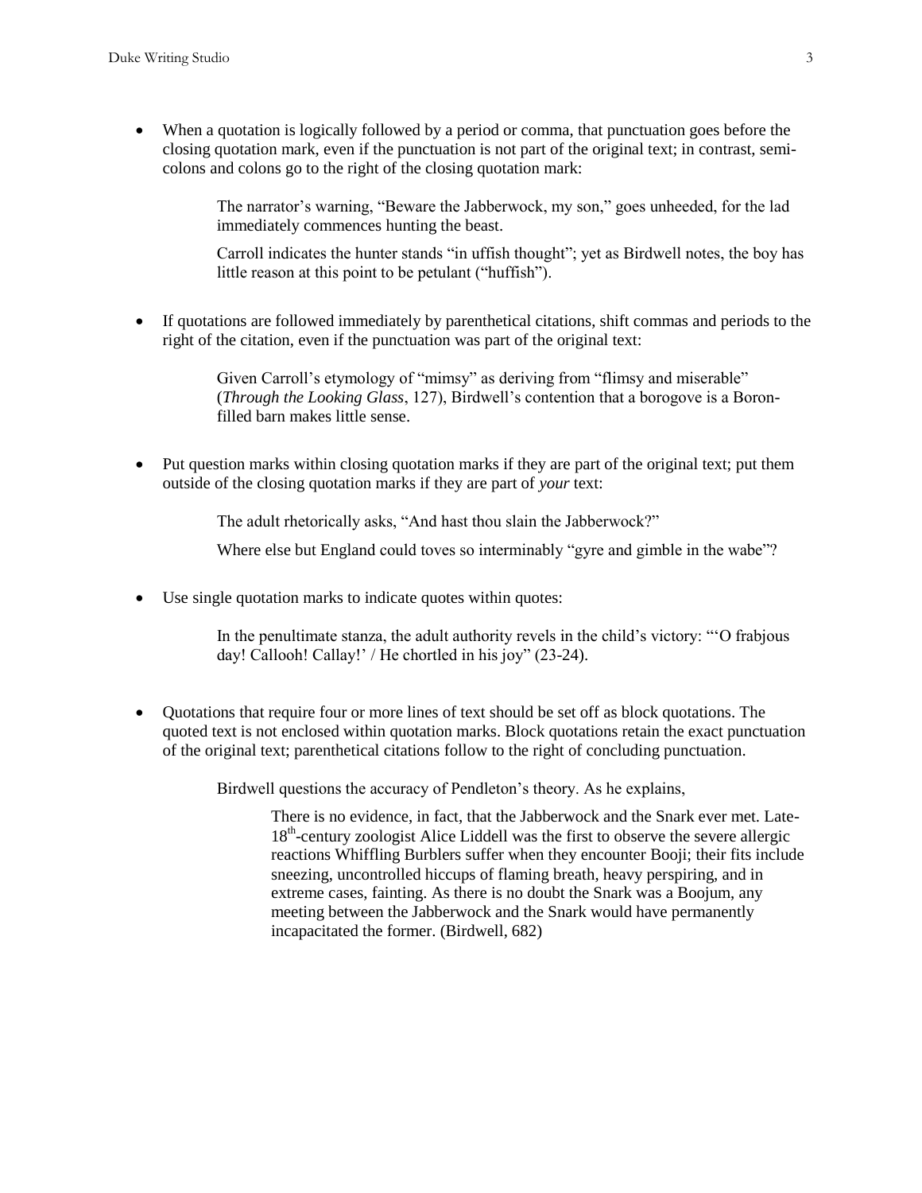- When a quotation is logically followed by a period or comma, that punctuation goes before the closing quotation mark, even if the punctuation is not part of the original text; in contrast, semi-colons and colons go to the right of the closing quotation mark:

  > The narrator's warning, "Beware the Jabberwock, my son," goes unheeded, for the lad immediately commences hunting the beast.
  >
  > Carroll indicates the hunter stands "in uffish thought"; yet as Birdwell notes, the boy has little reason at this point to be petulant ("huffish").

- If quotations are followed immediately by parenthetical citations, shift commas and periods to the right of the citation, even if the punctuation was part of the original text:

  > Given Carroll's etymology of "mimsy" as deriving from "flimsy and miserable" (*Through the Looking Glass*, 127), Birdwell's contention that a borogove is a Boron-filled barn makes little sense.

- Put question marks within closing quotation marks if they are part of the original text; put them outside of the closing quotation marks if they are part of *your* text:

  > The adult rhetorically asks, "And hast thou slain the Jabberwock?"
  >
  > Where else but England could toves so interminably "gyre and gimble in the wabe"?

- Use single quotation marks to indicate quotes within quotes:

  > In the penultimate stanza, the adult authority revels in the child's victory: "'O frabjous day! Callooh! Callay!' / He chortled in his joy" (23-24).

- Quotations that require four or more lines of text should be set off as block quotations. The quoted text is not enclosed within quotation marks. Block quotations retain the exact punctuation of the original text; parenthetical citations follow to the right of concluding punctuation.

  > Birdwell questions the accuracy of Pendleton's theory. As he explains,
  >
  > > There is no evidence, in fact, that the Jabberwock and the Snark ever met. Late-18th-century zoologist Alice Liddell was the first to observe the severe allergic reactions Whiffling Burblers suffer when they encounter Booji; their fits include sneezing, uncontrolled hiccups of flaming breath, heavy perspiring, and in extreme cases, fainting. As there is no doubt the Snark was a Boojum, any meeting between the Jabberwock and the Snark would have permanently incapacitated the former. (Birdwell, 682)